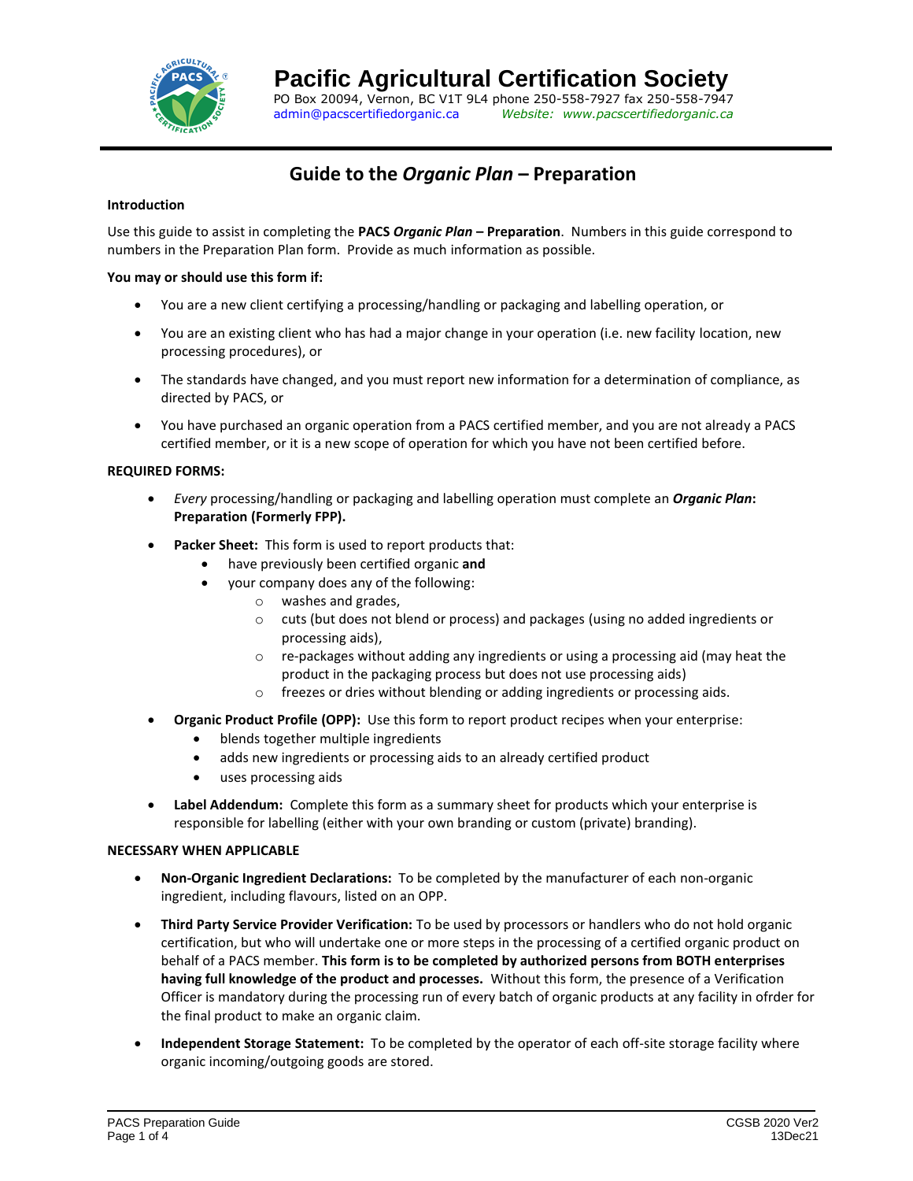# Pacific Agricultural Certification Society

PO Box 20094, Vernon, BC V1T 9L4 phone 250-558-7927 fax 250-558-7947
admin@pacscertifiedorganic.ca *Website: www.pacscertifiedorganic.ca*

## Guide to the *Organic Plan* – Preparation

**Introduction**

Use this guide to assist in completing the **PACS *Organic Plan* – Preparation**. Numbers in this guide correspond to numbers in the Preparation Plan form. Provide as much information as possible.

**You may or should use this form if:**

- You are a new client certifying a processing/handling or packaging and labelling operation, or
- You are an existing client who has had a major change in your operation (i.e. new facility location, new processing procedures), or
- The standards have changed, and you must report new information for a determination of compliance, as directed by PACS, or
- You have purchased an organic operation from a PACS certified member, and you are not already a PACS certified member, or it is a new scope of operation for which you have not been certified before.

**REQUIRED FORMS:**

- *Every* processing/handling or packaging and labelling operation must complete an ***Organic Plan*: Preparation (Formerly FPP).**
- **Packer Sheet:** This form is used to report products that:
  - have previously been certified organic **and**
  - your company does any of the following:
    - washes and grades,
    - cuts (but does not blend or process) and packages (using no added ingredients or processing aids),
    - re-packages without adding any ingredients or using a processing aid (may heat the product in the packaging process but does not use processing aids)
    - freezes or dries without blending or adding ingredients or processing aids.
- **Organic Product Profile (OPP):** Use this form to report product recipes when your enterprise:
  - blends together multiple ingredients
  - adds new ingredients or processing aids to an already certified product
  - uses processing aids
- **Label Addendum:** Complete this form as a summary sheet for products which your enterprise is responsible for labelling (either with your own branding or custom (private) branding).

**NECESSARY WHEN APPLICABLE**

- **Non-Organic Ingredient Declarations:** To be completed by the manufacturer of each non-organic ingredient, including flavours, listed on an OPP.
- **Third Party Service Provider Verification:** To be used by processors or handlers who do not hold organic certification, but who will undertake one or more steps in the processing of a certified organic product on behalf of a PACS member. **This form is to be completed by authorized persons from BOTH enterprises having full knowledge of the product and processes.** Without this form, the presence of a Verification Officer is mandatory during the processing run of every batch of organic products at any facility in ofrder for the final product to make an organic claim.
- **Independent Storage Statement:** To be completed by the operator of each off-site storage facility where organic incoming/outgoing goods are stored.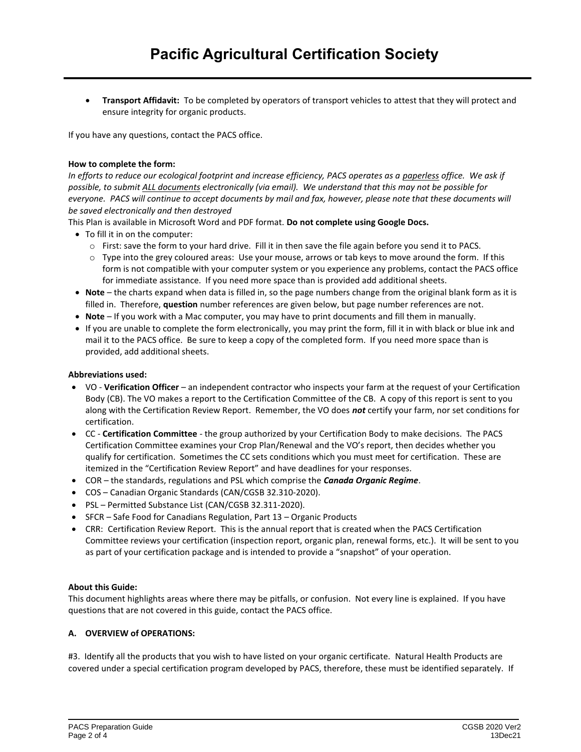- **Transport Affidavit:** To be completed by operators of transport vehicles to attest that they will protect and ensure integrity for organic products.

If you have any questions, contact the PACS office.

**How to complete the form:**

*In efforts to reduce our ecological footprint and increase efficiency, PACS operates as a paperless office. We ask if possible, to submit ALL documents electronically (via email). We understand that this may not be possible for everyone. PACS will continue to accept documents by mail and fax, however, please note that these documents will be saved electronically and then destroyed*

This Plan is available in Microsoft Word and PDF format. **Do not complete using Google Docs.**

- To fill it in on the computer:
  - First: save the form to your hard drive. Fill it in then save the file again before you send it to PACS.
  - Type into the grey coloured areas: Use your mouse, arrows or tab keys to move around the form. If this form is not compatible with your computer system or you experience any problems, contact the PACS office for immediate assistance. If you need more space than is provided add additional sheets.
- **Note** – the charts expand when data is filled in, so the page numbers change from the original blank form as it is filled in. Therefore, **question** number references are given below, but page number references are not.
- **Note** – If you work with a Mac computer, you may have to print documents and fill them in manually.
- If you are unable to complete the form electronically, you may print the form, fill it in with black or blue ink and mail it to the PACS office. Be sure to keep a copy of the completed form. If you need more space than is provided, add additional sheets.

**Abbreviations used:**

- VO - **Verification Officer** – an independent contractor who inspects your farm at the request of your Certification Body (CB). The VO makes a report to the Certification Committee of the CB. A copy of this report is sent to you along with the Certification Review Report. Remember, the VO does ***not*** certify your farm, nor set conditions for certification.
- CC - **Certification Committee** - the group authorized by your Certification Body to make decisions. The PACS Certification Committee examines your Crop Plan/Renewal and the VO's report, then decides whether you qualify for certification. Sometimes the CC sets conditions which you must meet for certification. These are itemized in the "Certification Review Report" and have deadlines for your responses.
- COR – the standards, regulations and PSL which comprise the ***Canada Organic Regime***.
- COS – Canadian Organic Standards (CAN/CGSB 32.310-2020).
- PSL – Permitted Substance List (CAN/CGSB 32.311-2020).
- SFCR – Safe Food for Canadians Regulation, Part 13 – Organic Products
- CRR: Certification Review Report. This is the annual report that is created when the PACS Certification Committee reviews your certification (inspection report, organic plan, renewal forms, etc.). It will be sent to you as part of your certification package and is intended to provide a "snapshot" of your operation.

**About this Guide:**

This document highlights areas where there may be pitfalls, or confusion. Not every line is explained. If you have questions that are not covered in this guide, contact the PACS office.

**A. OVERVIEW of OPERATIONS:**

#3. Identify all the products that you wish to have listed on your organic certificate. Natural Health Products are covered under a special certification program developed by PACS, therefore, these must be identified separately. If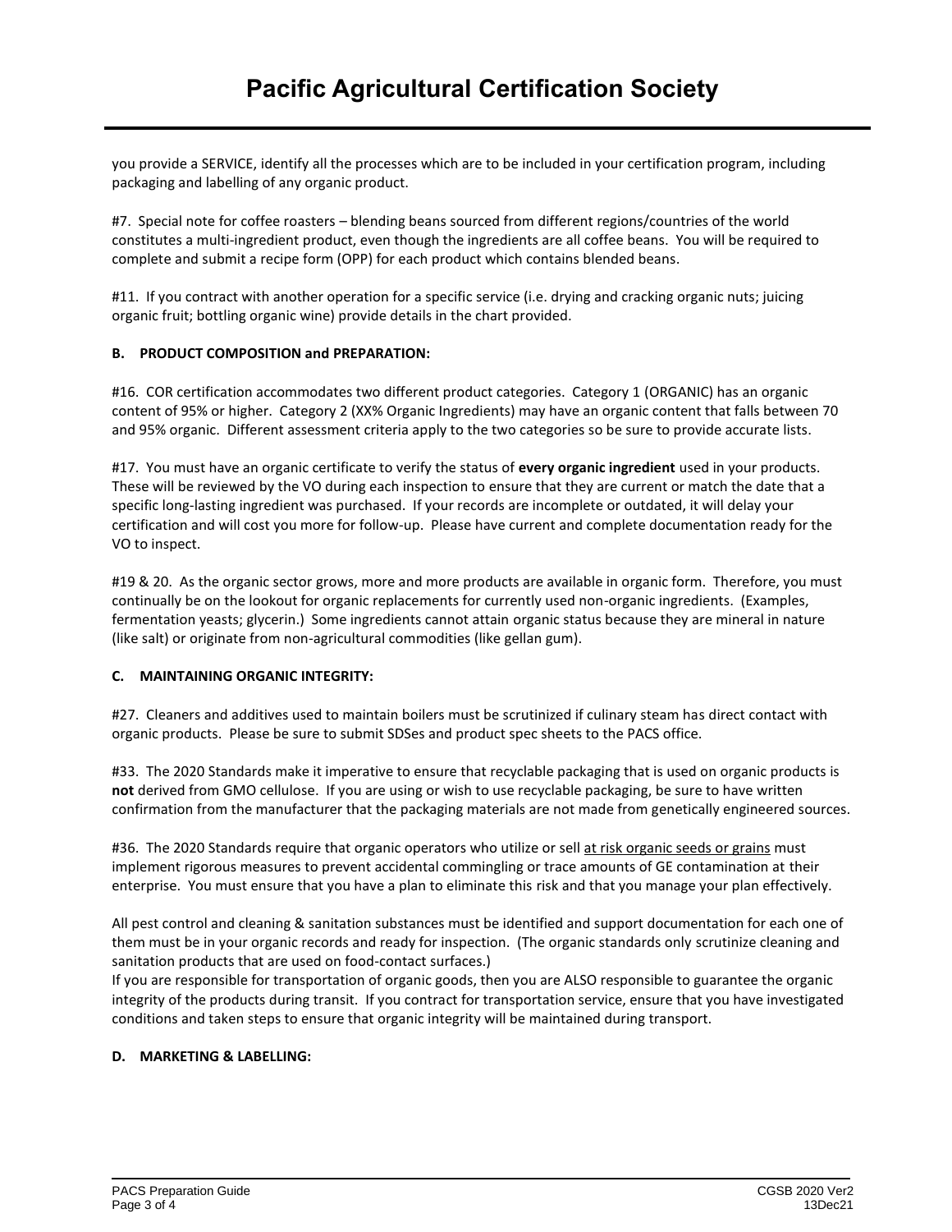you provide a SERVICE, identify all the processes which are to be included in your certification program, including packaging and labelling of any organic product.

#7. Special note for coffee roasters – blending beans sourced from different regions/countries of the world constitutes a multi-ingredient product, even though the ingredients are all coffee beans. You will be required to complete and submit a recipe form (OPP) for each product which contains blended beans.

#11. If you contract with another operation for a specific service (i.e. drying and cracking organic nuts; juicing organic fruit; bottling organic wine) provide details in the chart provided.

**B. PRODUCT COMPOSITION and PREPARATION:**

#16. COR certification accommodates two different product categories. Category 1 (ORGANIC) has an organic content of 95% or higher. Category 2 (XX% Organic Ingredients) may have an organic content that falls between 70 and 95% organic. Different assessment criteria apply to the two categories so be sure to provide accurate lists.

#17. You must have an organic certificate to verify the status of **every organic ingredient** used in your products. These will be reviewed by the VO during each inspection to ensure that they are current or match the date that a specific long-lasting ingredient was purchased. If your records are incomplete or outdated, it will delay your certification and will cost you more for follow-up. Please have current and complete documentation ready for the VO to inspect.

#19 & 20. As the organic sector grows, more and more products are available in organic form. Therefore, you must continually be on the lookout for organic replacements for currently used non-organic ingredients. (Examples, fermentation yeasts; glycerin.) Some ingredients cannot attain organic status because they are mineral in nature (like salt) or originate from non-agricultural commodities (like gellan gum).

**C. MAINTAINING ORGANIC INTEGRITY:**

#27. Cleaners and additives used to maintain boilers must be scrutinized if culinary steam has direct contact with organic products. Please be sure to submit SDSes and product spec sheets to the PACS office.

#33. The 2020 Standards make it imperative to ensure that recyclable packaging that is used on organic products is **not** derived from GMO cellulose. If you are using or wish to use recyclable packaging, be sure to have written confirmation from the manufacturer that the packaging materials are not made from genetically engineered sources.

#36. The 2020 Standards require that organic operators who utilize or sell <u>at risk organic seeds or grains</u> must implement rigorous measures to prevent accidental commingling or trace amounts of GE contamination at their enterprise. You must ensure that you have a plan to eliminate this risk and that you manage your plan effectively.

All pest control and cleaning & sanitation substances must be identified and support documentation for each one of them must be in your organic records and ready for inspection. (The organic standards only scrutinize cleaning and sanitation products that are used on food-contact surfaces.)
If you are responsible for transportation of organic goods, then you are ALSO responsible to guarantee the organic integrity of the products during transit. If you contract for transportation service, ensure that you have investigated conditions and taken steps to ensure that organic integrity will be maintained during transport.

**D. MARKETING & LABELLING:**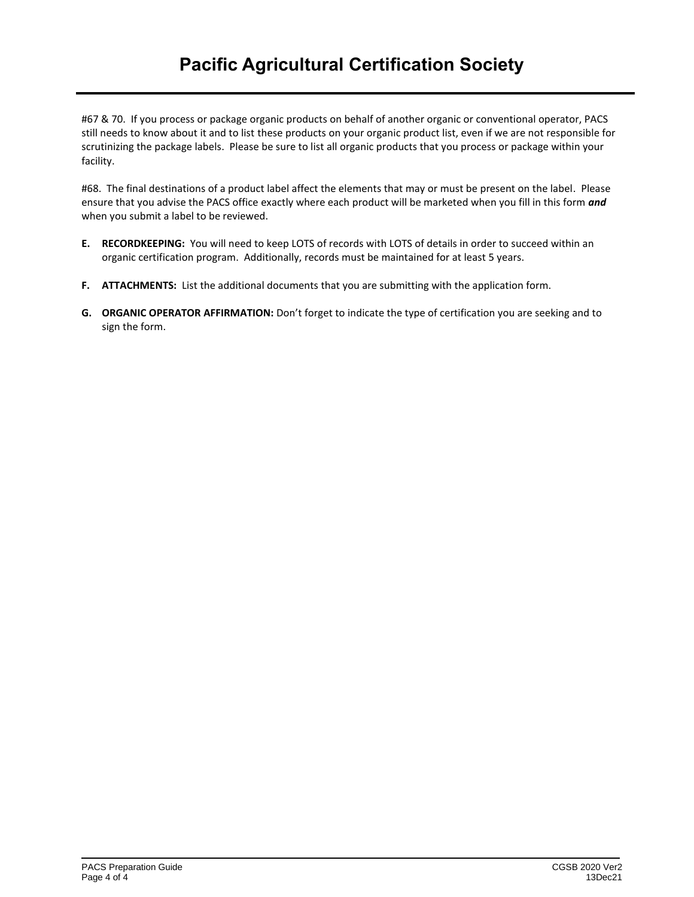#67 & 70. If you process or package organic products on behalf of another organic or conventional operator, PACS still needs to know about it and to list these products on your organic product list, even if we are not responsible for scrutinizing the package labels. Please be sure to list all organic products that you process or package within your facility.

#68. The final destinations of a product label affect the elements that may or must be present on the label. Please ensure that you advise the PACS office exactly where each product will be marketed when you fill in this form ***and*** when you submit a label to be reviewed.

**E. RECORDKEEPING:** You will need to keep LOTS of records with LOTS of details in order to succeed within an organic certification program. Additionally, records must be maintained for at least 5 years.

**F. ATTACHMENTS:** List the additional documents that you are submitting with the application form.

**G. ORGANIC OPERATOR AFFIRMATION:** Don't forget to indicate the type of certification you are seeking and to sign the form.